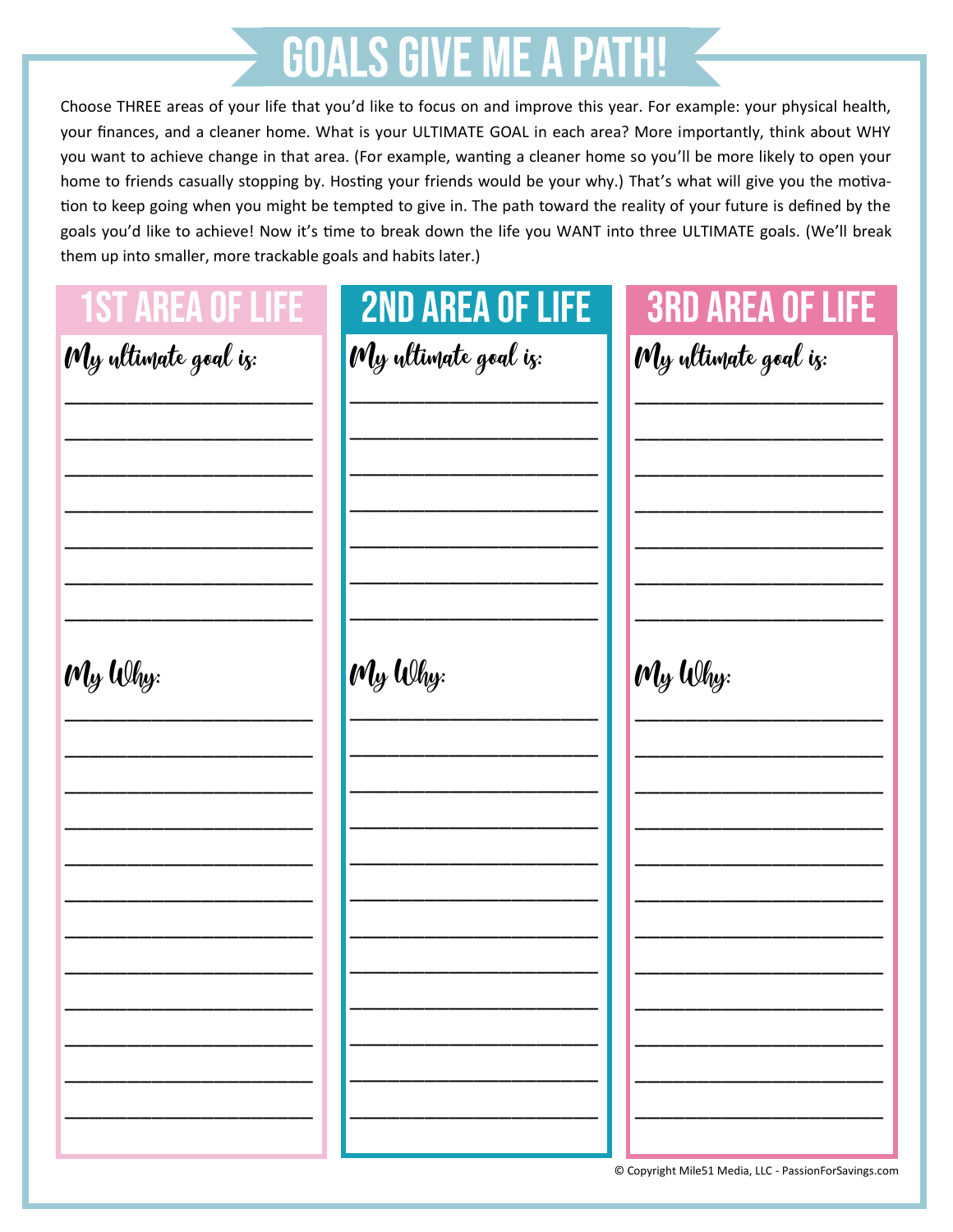# GOALS GIVE ME A PATH!

Choose THREE areas of your life that you'd like to focus on and improve this year. For example: your physical health, your finances, and a cleaner home. What is your ULTIMATE GOAL in each area? More importantly, think about WHY you want to achieve change in that area. (For example, wanting a cleaner home so you'll be more likely to open your home to friends casually stopping by. Hosting your friends would be your why.) That's what will give you the motivation to keep going when you might be tempted to give in. The path toward the reality of your future is defined by the goals you'd like to achieve! Now it's time to break down the life you WANT into three ULTIMATE goals. (We'll break them up into smaller, more trackable goals and habits later.)

## 1ST AREA OF LIFE

My ultimate goal is:

_______________________

_______________________

_______________________

_______________________

_______________________

_______________________

_______________________

My Why:

_______________________

_______________________

_______________________

_______________________

_______________________

_______________________

_______________________

_______________________

_______________________

_______________________

_______________________

_______________________

## 2ND AREA OF LIFE

My ultimate goal is:

_______________________

_______________________

_______________________

_______________________

_______________________

_______________________

_______________________

My Why:

_______________________

_______________________

_______________________

_______________________

_______________________

_______________________

_______________________

_______________________

_______________________

_______________________

_______________________

_______________________

## 3RD AREA OF LIFE

My ultimate goal is:

_______________________

_______________________

_______________________

_______________________

_______________________

_______________________

_______________________

My Why:

_______________________

_______________________

_______________________

_______________________

_______________________

_______________________

_______________________

_______________________

_______________________

_______________________

_______________________

_______________________

© Copyright Mile51 Media, LLC - PassionForSavings.com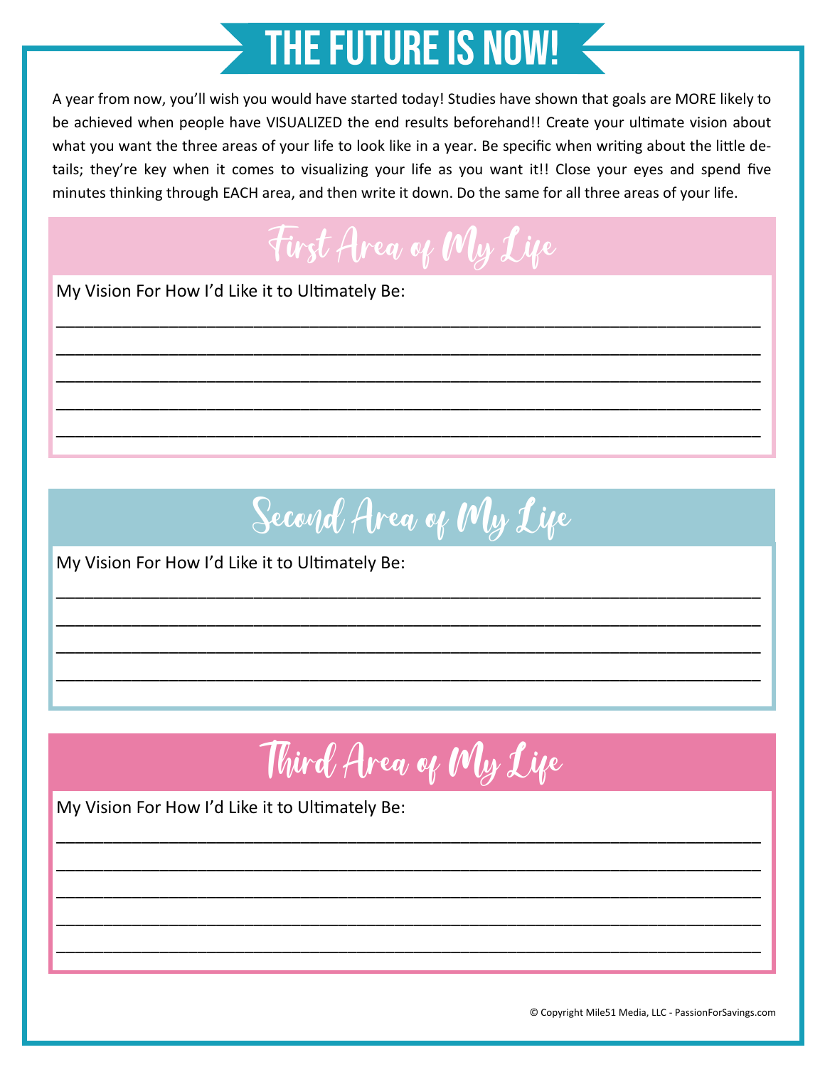# THE FUTURE IS NOW!

A year from now, you'll wish you would have started today! Studies have shown that goals are MORE likely to be achieved when people have VISUALIZED the end results beforehand!! Create your ultimate vision about what you want the three areas of your life to look like in a year. Be specific when writing about the little details; they're key when it comes to visualizing your life as you want it!! Close your eyes and spend five minutes thinking through EACH area, and then write it down. Do the same for all three areas of your life.

## First Area of My Life

My Vision For How I'd Like it to Ultimately Be:

________________________________________________________________________________

________________________________________________________________________________

________________________________________________________________________________

________________________________________________________________________________

________________________________________________________________________________

## Second Area of My Life

My Vision For How I'd Like it to Ultimately Be:

________________________________________________________________________________

________________________________________________________________________________

________________________________________________________________________________

________________________________________________________________________________

## Third Area of My Life

My Vision For How I'd Like it to Ultimately Be:

________________________________________________________________________________

________________________________________________________________________________

________________________________________________________________________________

________________________________________________________________________________

________________________________________________________________________________

© Copyright Mile51 Media, LLC - PassionForSavings.com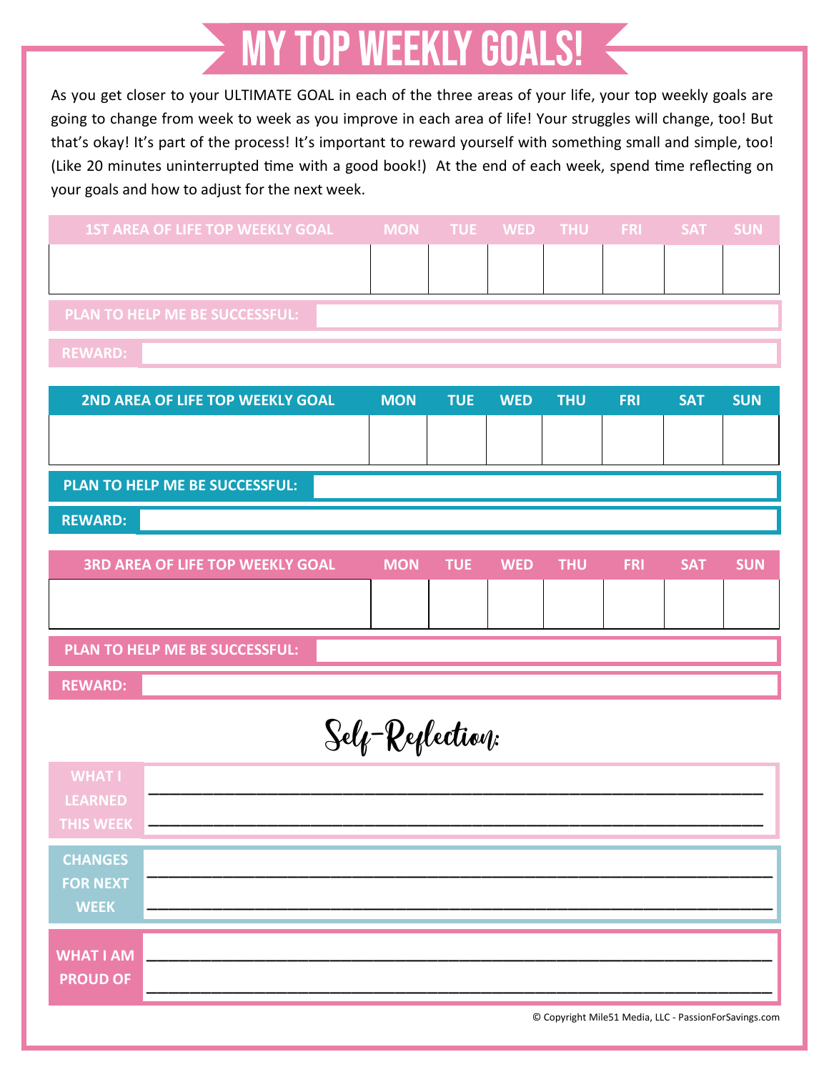# MY TOP WEEKLY GOALS!

As you get closer to your ULTIMATE GOAL in each of the three areas of your life, your top weekly goals are going to change from week to week as you improve in each area of life! Your struggles will change, too! But that's okay! It's part of the process! It's important to reward yourself with something small and simple, too! (Like 20 minutes uninterrupted time with a good book!) At the end of each week, spend time reflecting on your goals and how to adjust for the next week.

| 1ST AREA OF LIFE TOP WEEKLY GOAL | MON | TUE | WED | THU | FRI | SAT | SUN |
| --- | --- | --- | --- | --- | --- | --- | --- |
| | | | | | | | |

**PLAN TO HELP ME BE SUCCESSFUL:**

**REWARD:**

| 2ND AREA OF LIFE TOP WEEKLY GOAL | MON | TUE | WED | THU | FRI | SAT | SUN |
| --- | --- | --- | --- | --- | --- | --- | --- |
| | | | | | | | |

**PLAN TO HELP ME BE SUCCESSFUL:**

**REWARD:**

| 3RD AREA OF LIFE TOP WEEKLY GOAL | MON | TUE | WED | THU | FRI | SAT | SUN |
| --- | --- | --- | --- | --- | --- | --- | --- |
| | | | | | | | |

**PLAN TO HELP ME BE SUCCESSFUL:**

**REWARD:**

## Self-Reflection:

**WHAT I LEARNED THIS WEEK**

________________________________________________________________

________________________________________________________________

**CHANGES FOR NEXT WEEK**

________________________________________________________________

________________________________________________________________

**WHAT I AM PROUD OF**

________________________________________________________________

________________________________________________________________

© Copyright Mile51 Media, LLC - PassionForSavings.com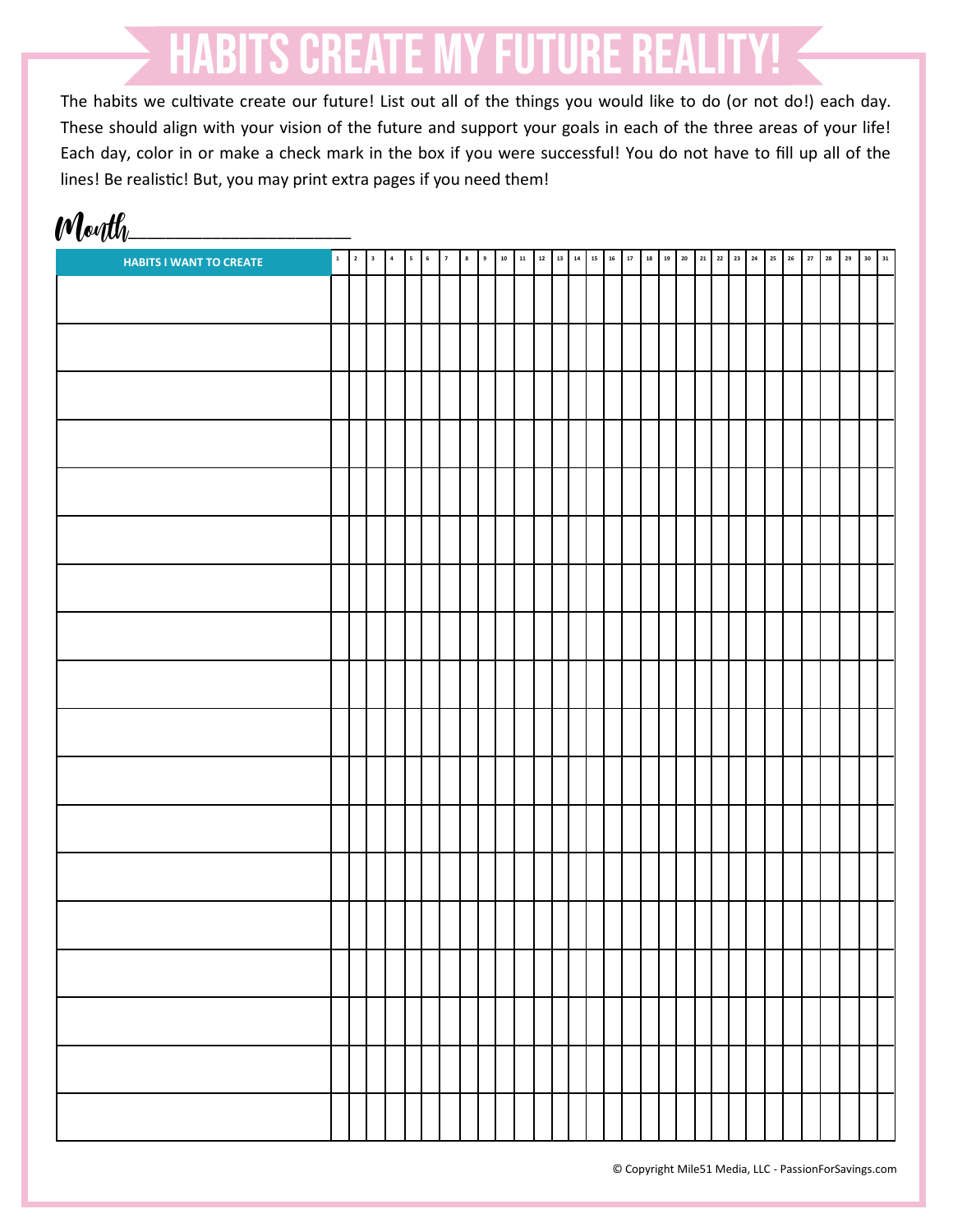# HABITS CREATE MY FUTURE REALITY!

The habits we cultivate create our future! List out all of the things you would like to do (or not do!) each day. These should align with your vision of the future and support your goals in each of the three areas of your life! Each day, color in or make a check mark in the box if you were successful! You do not have to fill up all of the lines! Be realistic! But, you may print extra pages if you need them!

Month_______________________

| HABITS I WANT TO CREATE | 1 | 2 | 3 | 4 | 5 | 6 | 7 | 8 | 9 | 10 | 11 | 12 | 13 | 14 | 15 | 16 | 17 | 18 | 19 | 20 | 21 | 22 | 23 | 24 | 25 | 26 | 27 | 28 | 29 | 30 | 31 |
|---|---|---|---|---|---|---|---|---|---|---|---|---|---|---|---|---|---|---|---|---|---|---|---|---|---|---|---|---|---|---|---|
| | | | | | | | | | | | | | | | | | | | | | | | | | | | | | | | |
| | | | | | | | | | | | | | | | | | | | | | | | | | | | | | | | |
| | | | | | | | | | | | | | | | | | | | | | | | | | | | | | | | |
| | | | | | | | | | | | | | | | | | | | | | | | | | | | | | | | |
| | | | | | | | | | | | | | | | | | | | | | | | | | | | | | | | |
| | | | | | | | | | | | | | | | | | | | | | | | | | | | | | | | |
| | | | | | | | | | | | | | | | | | | | | | | | | | | | | | | | |
| | | | | | | | | | | | | | | | | | | | | | | | | | | | | | | | |
| | | | | | | | | | | | | | | | | | | | | | | | | | | | | | | | |
| | | | | | | | | | | | | | | | | | | | | | | | | | | | | | | | |
| | | | | | | | | | | | | | | | | | | | | | | | | | | | | | | | |
| | | | | | | | | | | | | | | | | | | | | | | | | | | | | | | | |
| | | | | | | | | | | | | | | | | | | | | | | | | | | | | | | | |
| | | | | | | | | | | | | | | | | | | | | | | | | | | | | | | | |
| | | | | | | | | | | | | | | | | | | | | | | | | | | | | | | | |
| | | | | | | | | | | | | | | | | | | | | | | | | | | | | | | | |
| | | | | | | | | | | | | | | | | | | | | | | | | | | | | | | | |
| | | | | | | | | | | | | | | | | | | | | | | | | | | | | | | | |

© Copyright Mile51 Media, LLC - PassionForSavings.com